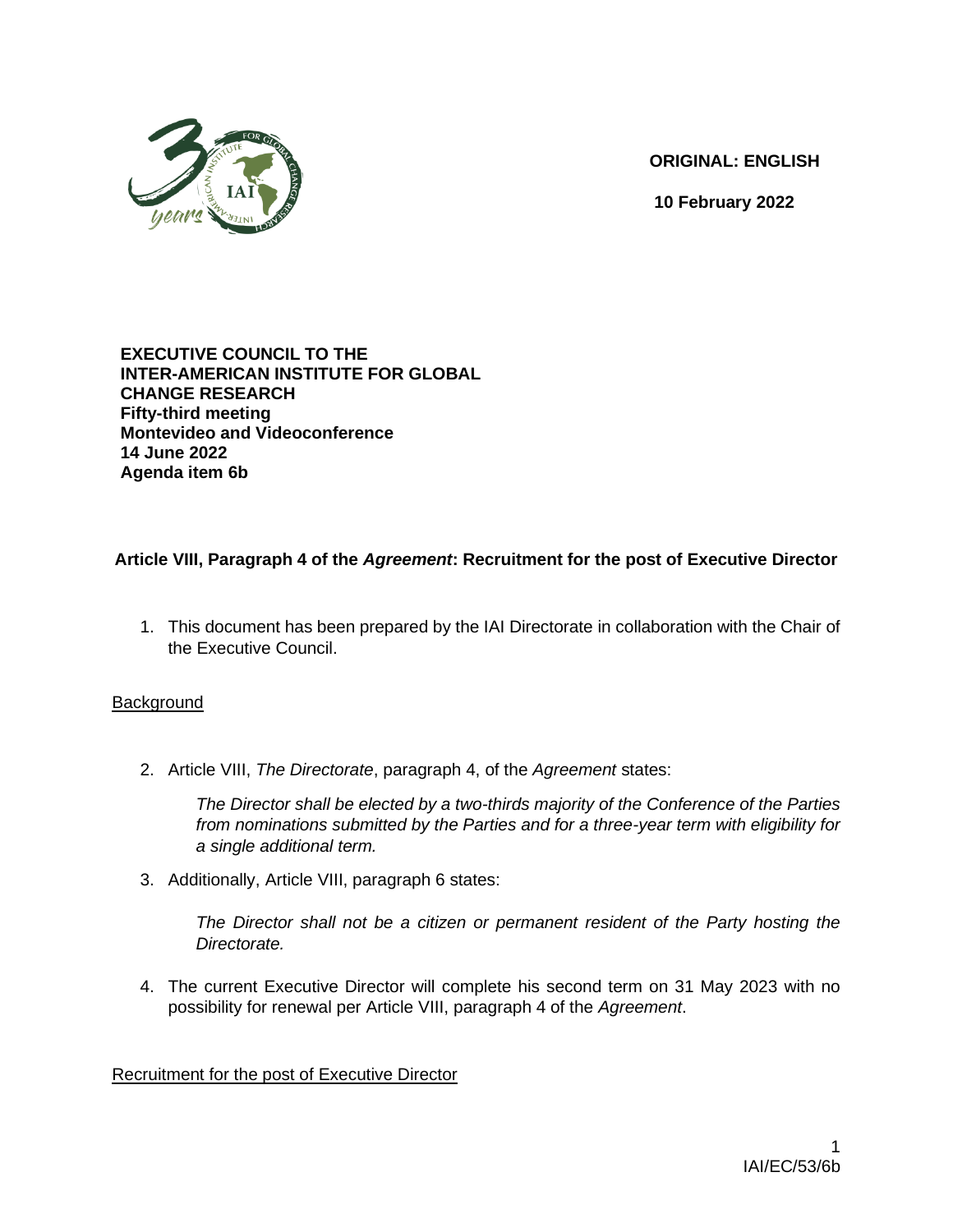**ORIGINAL: ENGLISH**

**10 February 2022**

**EXECUTIVE COUNCIL TO THE INTER-AMERICAN INSTITUTE FOR GLOBAL CHANGE RESEARCH**
**Fifty-third meeting**
**Montevideo and Videoconference**
**14 June 2022**
**Agenda item 6b**

## Article VIII, Paragraph 4 of the *Agreement*: Recruitment for the post of Executive Director

1. This document has been prepared by the IAI Directorate in collaboration with the Chair of the Executive Council.

### Background

2. Article VIII, *The Directorate*, paragraph 4, of the *Agreement* states:

   *The Director shall be elected by a two-thirds majority of the Conference of the Parties from nominations submitted by the Parties and for a three-year term with eligibility for a single additional term.*

3. Additionally, Article VIII, paragraph 6 states:

   *The Director shall not be a citizen or permanent resident of the Party hosting the Directorate.*

4. The current Executive Director will complete his second term on 31 May 2023 with no possibility for renewal per Article VIII, paragraph 4 of the *Agreement*.

### Recruitment for the post of Executive Director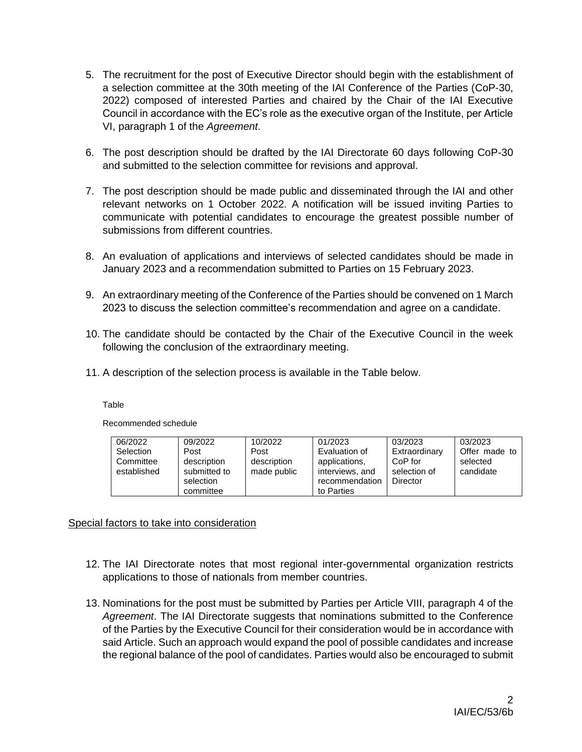5. The recruitment for the post of Executive Director should begin with the establishment of a selection committee at the 30th meeting of the IAI Conference of the Parties (CoP-30, 2022) composed of interested Parties and chaired by the Chair of the IAI Executive Council in accordance with the EC's role as the executive organ of the Institute, per Article VI, paragraph 1 of the *Agreement*.

6. The post description should be drafted by the IAI Directorate 60 days following CoP-30 and submitted to the selection committee for revisions and approval.

7. The post description should be made public and disseminated through the IAI and other relevant networks on 1 October 2022. A notification will be issued inviting Parties to communicate with potential candidates to encourage the greatest possible number of submissions from different countries.

8. An evaluation of applications and interviews of selected candidates should be made in January 2023 and a recommendation submitted to Parties on 15 February 2023.

9. An extraordinary meeting of the Conference of the Parties should be convened on 1 March 2023 to discuss the selection committee's recommendation and agree on a candidate.

10. The candidate should be contacted by the Chair of the Executive Council in the week following the conclusion of the extraordinary meeting.

11. A description of the selection process is available in the Table below.

Table

Recommended schedule

| | | | | | |
|---|---|---|---|---|---|
| 06/2022 Selection Committee established | 09/2022 Post description submitted to selection committee | 10/2022 Post description made public | 01/2023 Evaluation of applications, interviews, and recommendation to Parties | 03/2023 Extraordinary CoP for selection of Director | 03/2023 Offer made to selected candidate |

Special factors to take into consideration

12. The IAI Directorate notes that most regional inter-governmental organization restricts applications to those of nationals from member countries.

13. Nominations for the post must be submitted by Parties per Article VIII, paragraph 4 of the *Agreement*. The IAI Directorate suggests that nominations submitted to the Conference of the Parties by the Executive Council for their consideration would be in accordance with said Article. Such an approach would expand the pool of possible candidates and increase the regional balance of the pool of candidates. Parties would also be encouraged to submit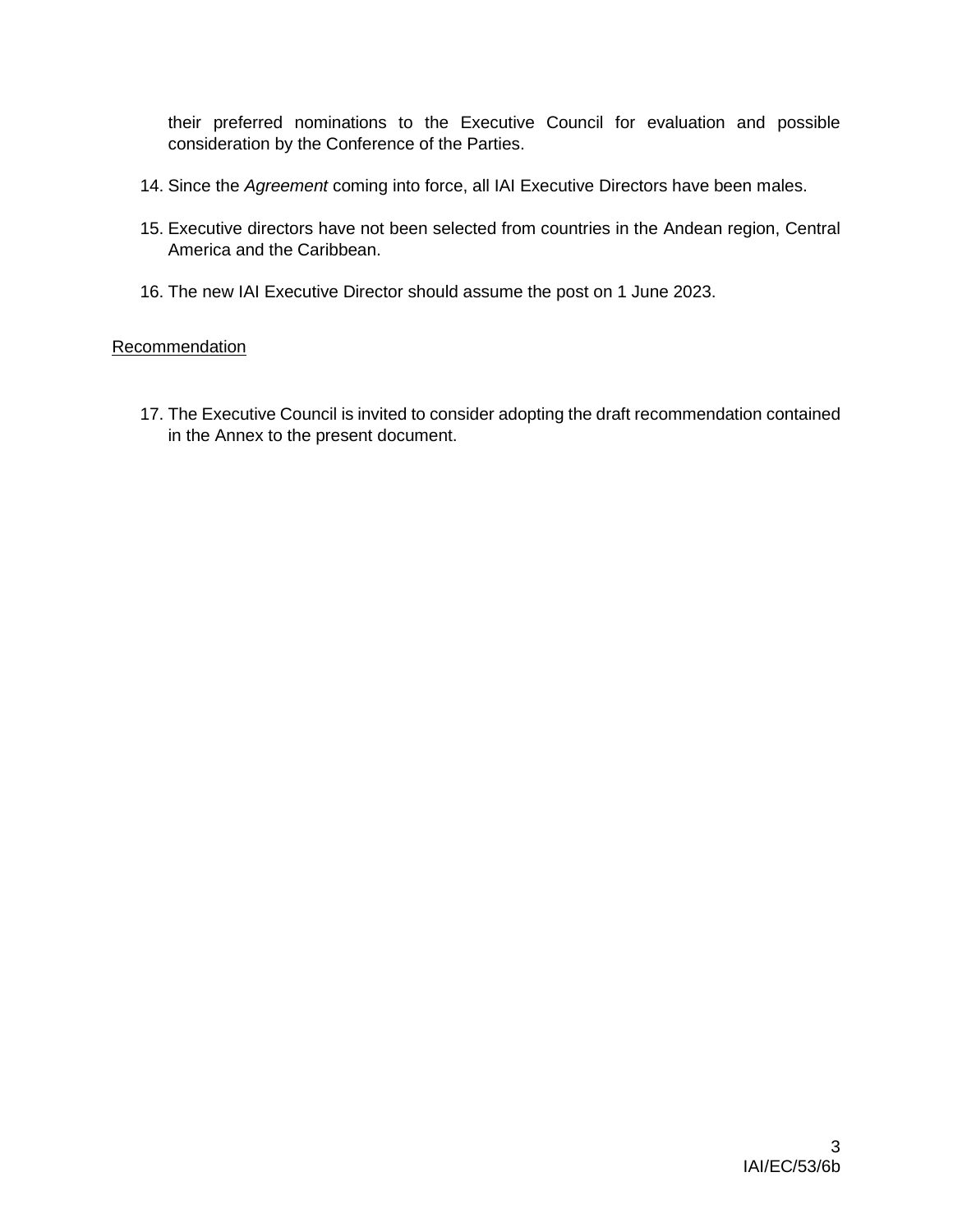their preferred nominations to the Executive Council for evaluation and possible consideration by the Conference of the Parties.

14. Since the *Agreement* coming into force, all IAI Executive Directors have been males.

15. Executive directors have not been selected from countries in the Andean region, Central America and the Caribbean.

16. The new IAI Executive Director should assume the post on 1 June 2023.

<u>Recommendation</u>

17. The Executive Council is invited to consider adopting the draft recommendation contained in the Annex to the present document.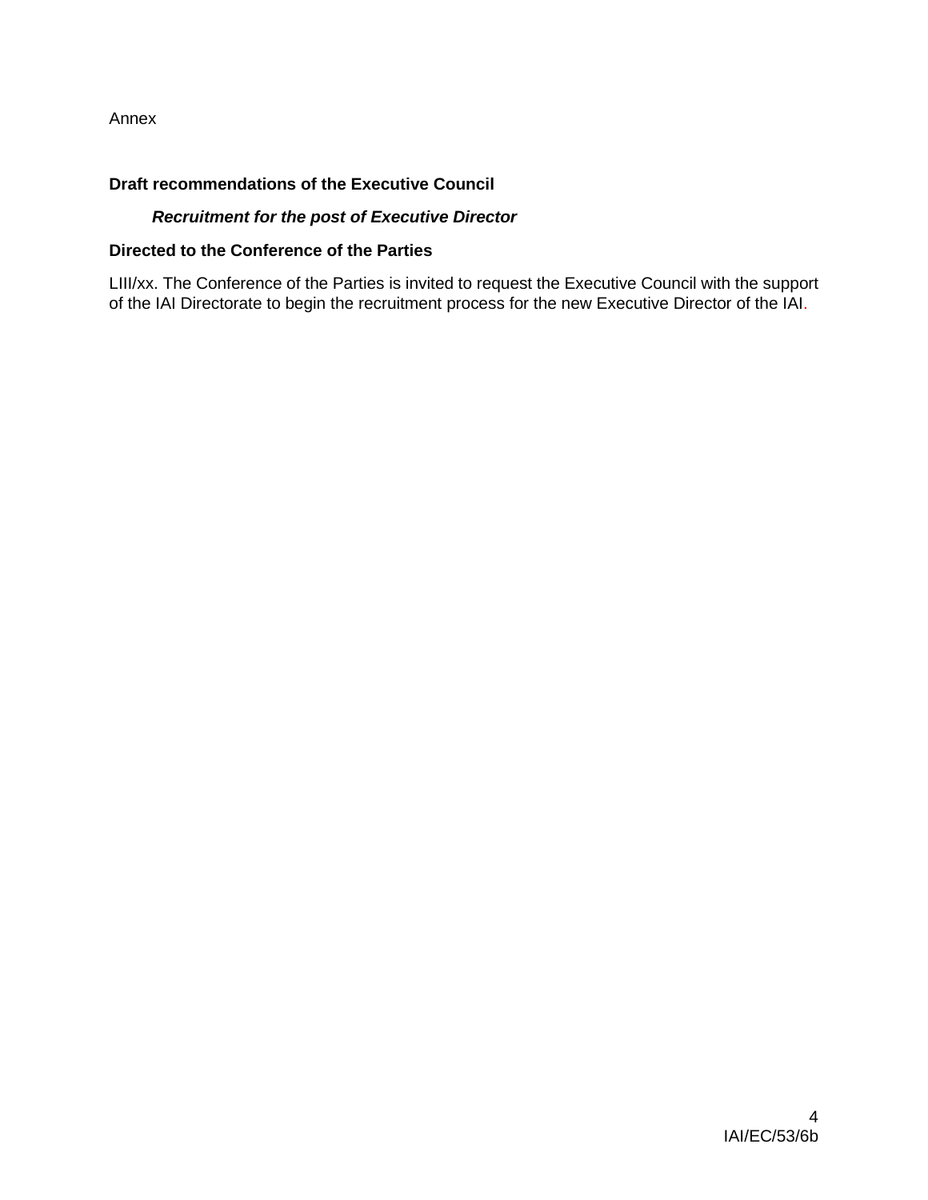Annex

**Draft recommendations of the Executive Council**

***Recruitment for the post of Executive Director***

**Directed to the Conference of the Parties**

LIII/xx. The Conference of the Parties is invited to request the Executive Council with the support of the IAI Directorate to begin the recruitment process for the new Executive Director of the IAI.